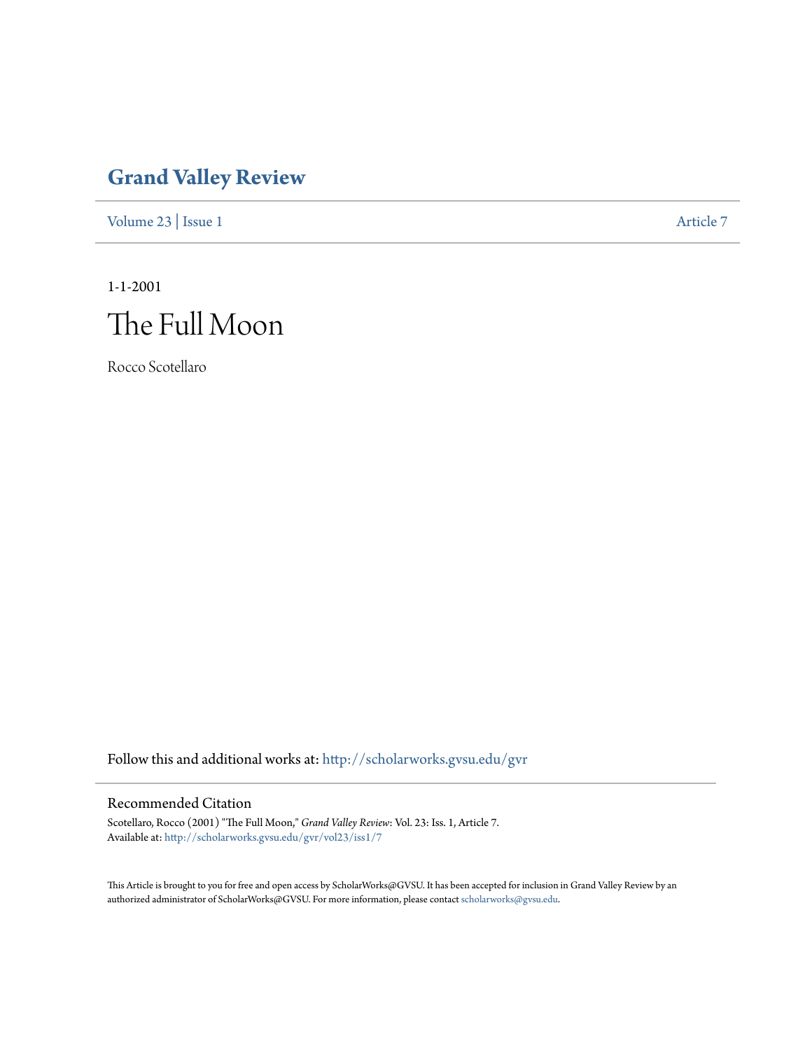# Grand Valley Review

Volume 23 | Issue 1 — Article 7

1-1-2001

## The Full Moon

Rocco Scotellaro

Follow this and additional works at: http://scholarworks.gvsu.edu/gvr

### Recommended Citation

Scotellaro, Rocco (2001) "The Full Moon," *Grand Valley Review*: Vol. 23: Iss. 1, Article 7.
Available at: http://scholarworks.gvsu.edu/gvr/vol23/iss1/7

This Article is brought to you for free and open access by ScholarWorks@GVSU. It has been accepted for inclusion in Grand Valley Review by an authorized administrator of ScholarWorks@GVSU. For more information, please contact scholarworks@gvsu.edu.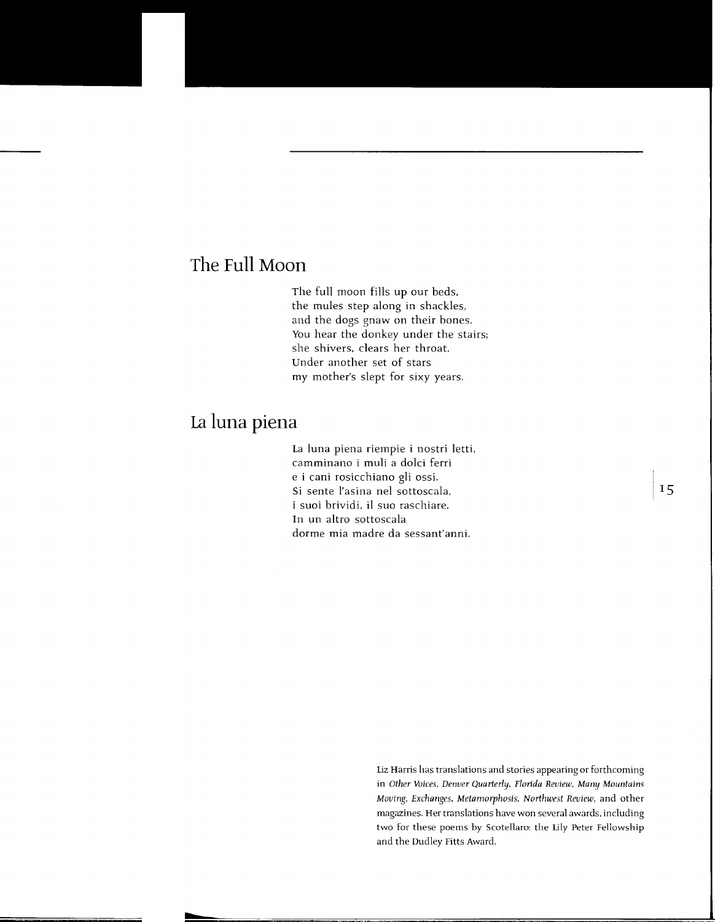## The Full Moon

The full moon fills up our beds,  
the mules step along in shackles,  
and the dogs gnaw on their bones.  
You hear the donkey under the stairs;  
she shivers, clears her throat.  
Under another set of stars  
my mother's slept for sixy years.

## La luna piena

La luna piena riempie i nostri letti,  
camminano i muli a dolci ferri  
e i cani rosicchiano gli ossi.  
Si sente l'asina nel sottoscala,  
i suoi brividi, il suo raschiare.  
In un altro sottoscala  
dorme mia madre da sessant'anni.

Liz Harris has translations and stories appearing or forthcoming in *Other Voices, Denver Quarterly, Florida Review, Many Mountains Moving, Exchanges, Metamorphosis, Northwest Review,* and other magazines. Her translations have won several awards, including two for these poems by Scotellaro: the Lily Peter Fellowship and the Dudley Fitts Award.